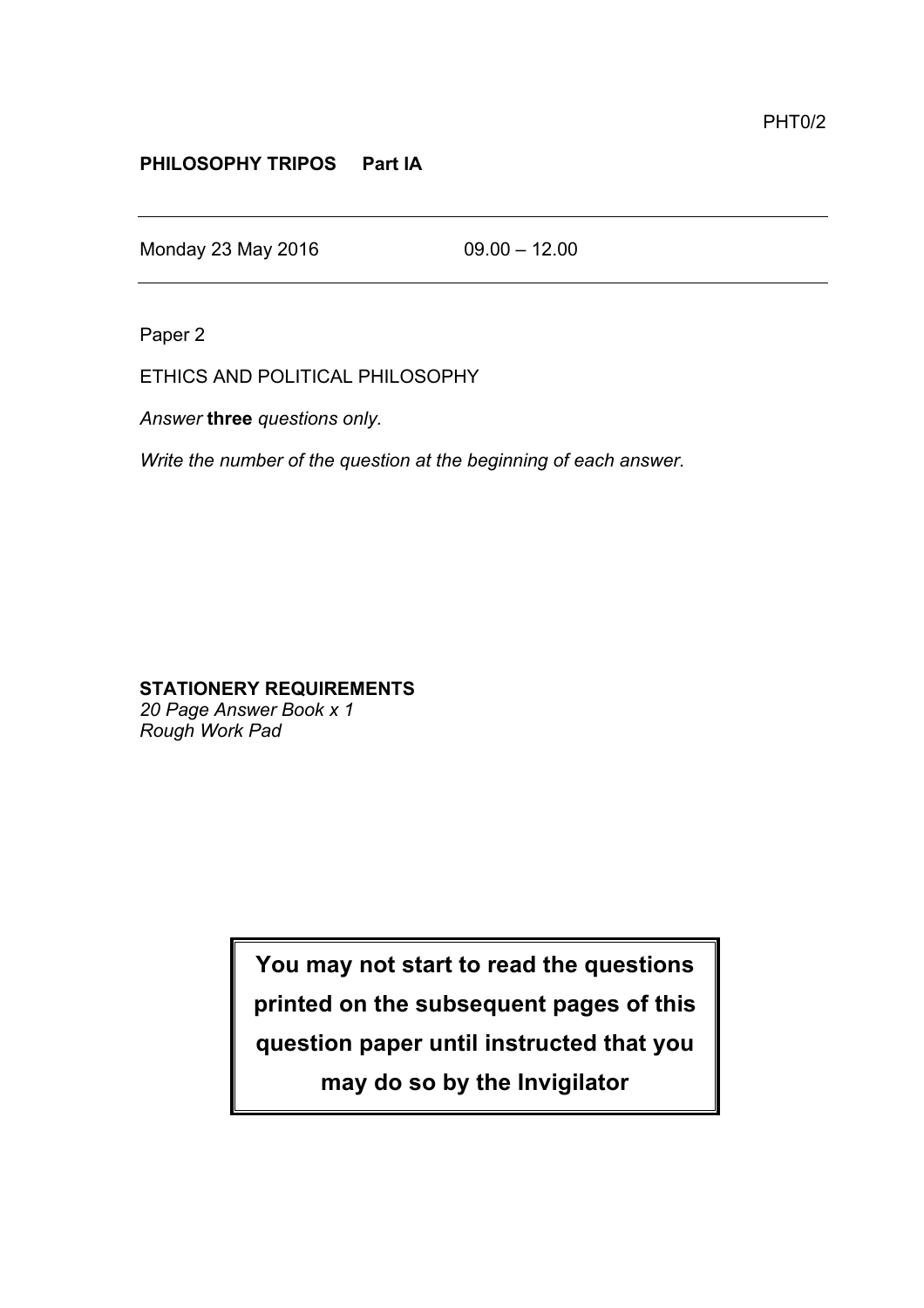PHT0/2

**PHILOSOPHY TRIPOS Part IA**

---

Monday 23 May 2016 09.00 – 12.00

---

Paper 2

ETHICS AND POLITICAL PHILOSOPHY

*Answer* **three** *questions only.*

*Write the number of the question at the beginning of each answer.*

**STATIONERY REQUIREMENTS**
*20 Page Answer Book x 1*
*Rough Work Pad*

**You may not start to read the questions printed on the subsequent pages of this question paper until instructed that you may do so by the Invigilator**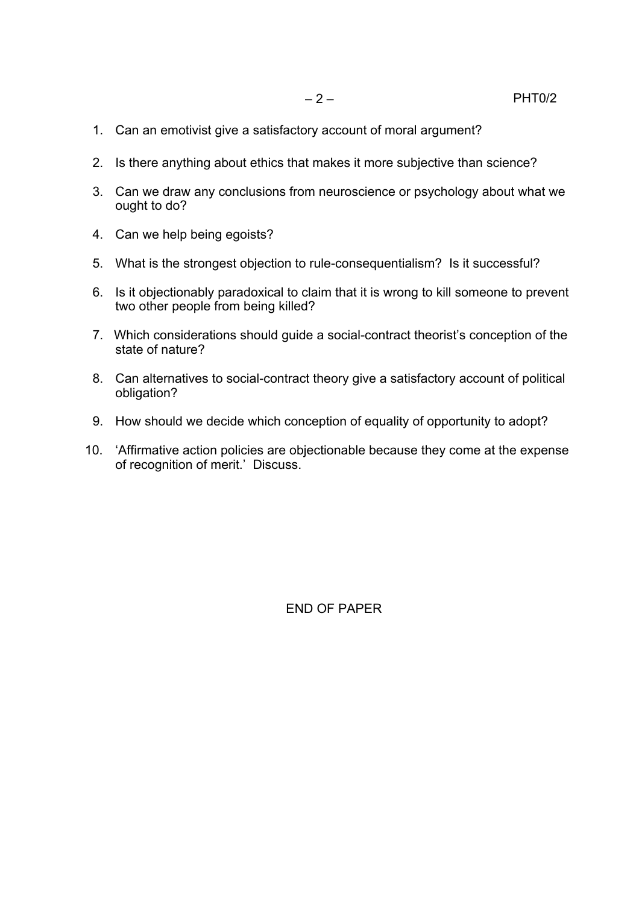1. Can an emotivist give a satisfactory account of moral argument?

2. Is there anything about ethics that makes it more subjective than science?

3. Can we draw any conclusions from neuroscience or psychology about what we ought to do?

4. Can we help being egoists?

5. What is the strongest objection to rule-consequentialism? Is it successful?

6. Is it objectionably paradoxical to claim that it is wrong to kill someone to prevent two other people from being killed?

7. Which considerations should guide a social-contract theorist's conception of the state of nature?

8. Can alternatives to social-contract theory give a satisfactory account of political obligation?

9. How should we decide which conception of equality of opportunity to adopt?

10. 'Affirmative action policies are objectionable because they come at the expense of recognition of merit.' Discuss.

END OF PAPER